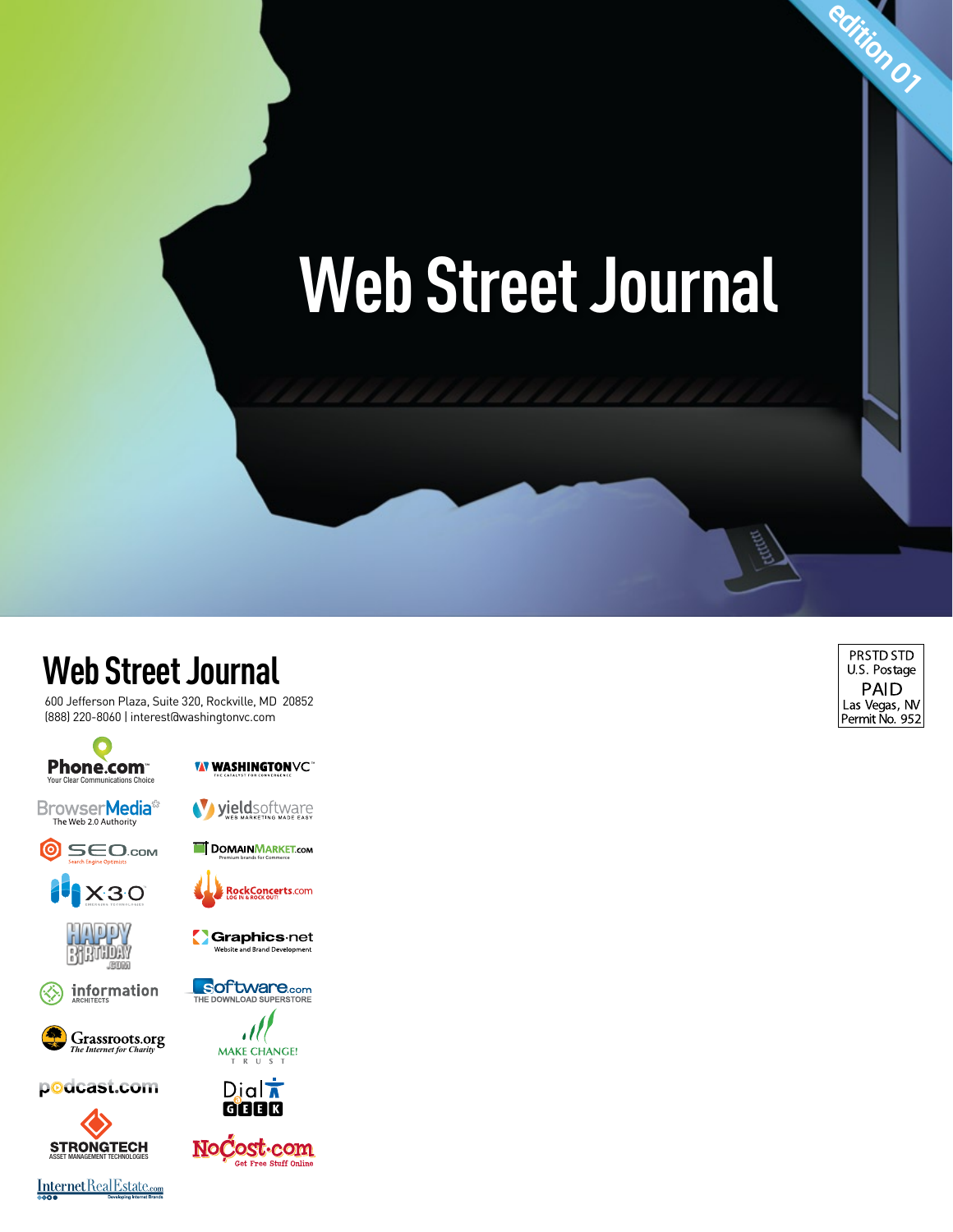edition 01

# Web Street Journal

## Web Street Journal

600 Jefferson Plaza, Suite 320, Rockville, MD 20852
(888) 220-8060 | interest@washingtonvc.com

PRSTD STD
U.S. Postage
PAID
Las Vegas, NV
Permit No. 952

Phone.com — Your Clear Communications Choice

WASHINGTONVC — THE CATALYST FOR CONVERGENCE

BrowserMedia — The Web 2.0 Authority

yieldsoftware — WEB MARKETING MADE EASY

SEO.com — Search Engine Optimizers

DomainMarket.com — Premium brands for Commerce

X3O

RockConcerts.com — LOG IN & ROCK OUT!

HappyBirthday.com

Graphics.net — Website and Brand Development

information ARCHITECTS

software.com — THE DOWNLOAD SUPERSTORE

Grassroots.org — The Internet for Charity

MAKE CHANGE! TRUST

podcast.com

Dial a GEEK

STRONGTECH — ASSET MANAGEMENT TECHNOLOGIES

NoCost.com — Get Free Stuff Online

InternetRealEstate.com — Developing Internet Brands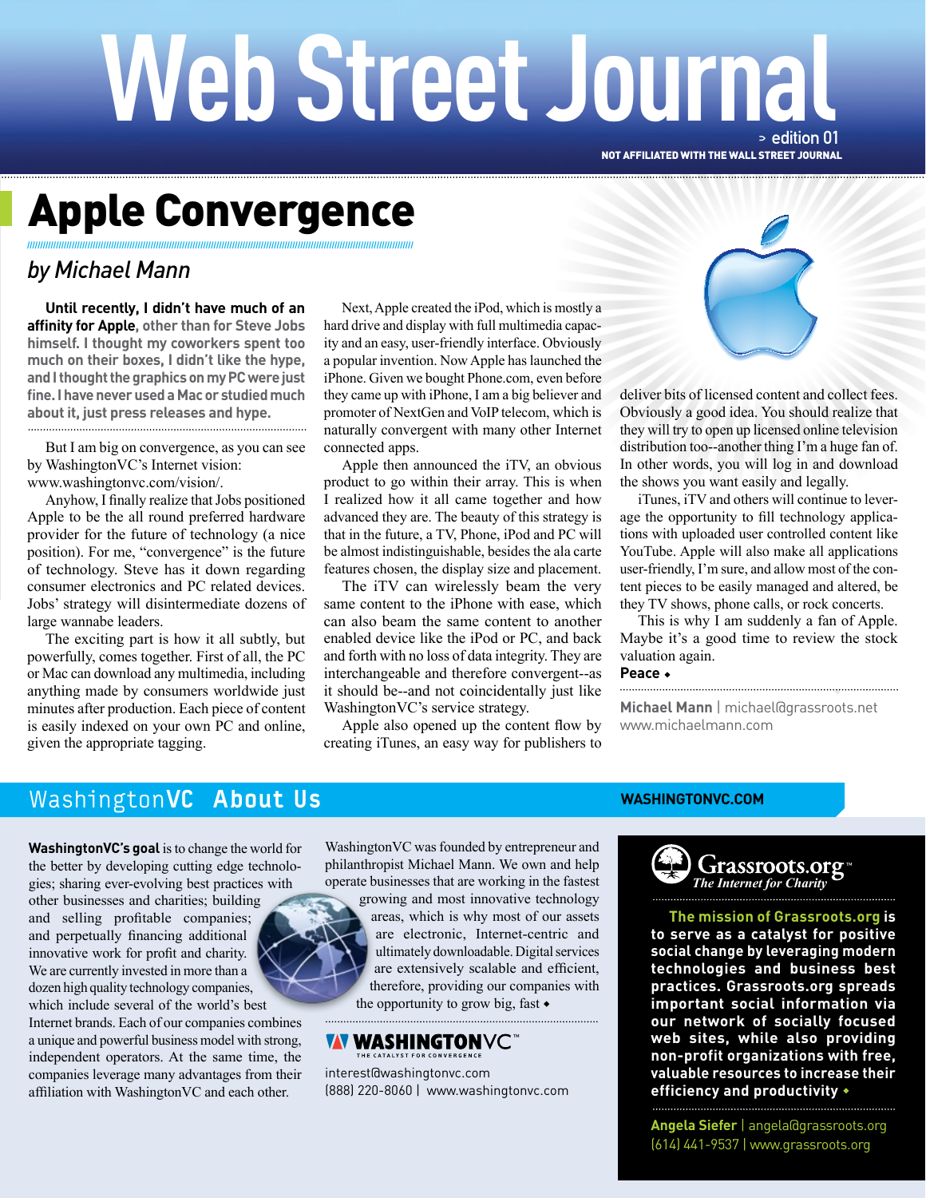# Web Street Journal

> edition 01

NOT AFFILIATED WITH THE WALL STREET JOURNAL

## Apple Convergence

*by Michael Mann*

**Until recently, I didn't have much of an affinity for Apple, other than for Steve Jobs himself. I thought my coworkers spent too much on their boxes, I didn't like the hype, and I thought the graphics on my PC were just fine. I have never used a Mac or studied much about it, just press releases and hype.**

But I am big on convergence, as you can see by WashingtonVC's Internet vision: www.washingtonvc.com/vision/.

Anyhow, I finally realize that Jobs positioned Apple to be the all round preferred hardware provider for the future of technology (a nice position). For me, "convergence" is the future of technology. Steve has it down regarding consumer electronics and PC related devices. Jobs' strategy will disintermediate dozens of large wannabe leaders.

The exciting part is how it all subtly, but powerfully, comes together. First of all, the PC or Mac can download any multimedia, including anything made by consumers worldwide just minutes after production. Each piece of content is easily indexed on your own PC and online, given the appropriate tagging.

Next, Apple created the iPod, which is mostly a hard drive and display with full multimedia capacity and an easy, user-friendly interface. Obviously a popular innovation. Now Apple has launched the iPhone. Given we bought Phone.com, even before they came up with iPhone, I am a big believer and promoter of NextGen and VoIP telecom, which is naturally convergent with many other Internet connected apps.

Apple then announced the iTV, an obvious product to go within their array. This is when I realized how it all came together and how advanced they are. The beauty of this strategy is that in the future, a TV, Phone, iPod and PC will be almost indistinguishable, besides the ala carte features chosen, the display size and placement.

The iTV can wirelessly beam the very same content to the iPhone with ease, which can also beam the same content to another enabled device like the iPod or PC, and back and forth with no loss of data integrity. They are interchangeable and therefore convergent--as it should be--and not coincidentally just like WashingtonVC's service strategy.

Apple also opened up the content flow by creating iTunes, an easy way for publishers to deliver bits of licensed content and collect fees. Obviously a good idea. You should realize that they will try to open up licensed online television distribution too--another thing I'm a huge fan of. In other words, you will log in and download the shows you want easily and legally.

iTunes, iTV and others will continue to leverage the opportunity to fill technology applications with uploaded user controlled content like YouTube. Apple will also make all applications user-friendly, I'm sure, and allow most of the content pieces to be easily managed and altered, be they TV shows, phone calls, or rock concerts.

This is why I am suddenly a fan of Apple. Maybe it's a good time to review the stock valuation again.

**Peace** ◆

**Michael Mann** | michael@grassroots.net
www.michaelmann.com

## WashingtonVC About Us

WASHINGTONVC.COM

**WashingtonVC's goal** is to change the world for the better by developing cutting edge technologies; sharing ever-evolving best practices with other businesses and charities; building and selling profitable companies; and perpetually financing additional innovative work for profit and charity. We are currently invested in more than a dozen high quality technology companies, which include several of the world's best Internet brands. Each of our companies combines a unique and powerful business model with strong, independent operators. At the same time, the companies leverage many advantages from their affiliation with WashingtonVC and each other.

WashingtonVC was founded by entrepreneur and philanthropist Michael Mann. We own and help operate businesses that are working in the fastest growing and most innovative technology areas, which is why most of our assets are electronic, Internet-centric and ultimately downloadable. Digital services are extensively scalable and efficient, therefore, providing our companies with the opportunity to grow big, fast ◆

**WASHINGTONVC**™
THE CATALYST FOR CONVERGENCE

interest@washingtonvc.com
(888) 220-8060 | www.washingtonvc.com

**Grassroots.org**™
*The Internet for Charity*

**The mission of Grassroots.org is to serve as a catalyst for positive social change by leveraging modern technologies and business best practices. Grassroots.org spreads important social information via our network of socially focused web sites, while also providing non-profit organizations with free, valuable resources to increase their efficiency and productivity** ◆

**Angela Siefer** | angela@grassroots.org
(614) 441-9537 | www.grassroots.org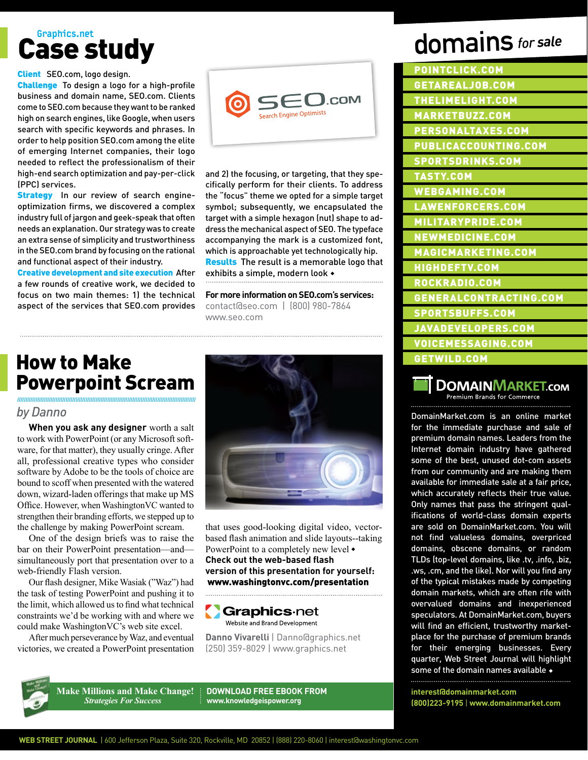Graphics.net

# Case study

**Client** SEO.com, logo design.

**Challenge** To design a logo for a high-profile business and domain name, SEO.com. Clients come to SEO.com because they want to be ranked high on search engines, like Google, when users search with specific keywords and phrases. In order to help position SEO.com among the elite of emerging Internet companies, their logo needed to reflect the professionalism of their high-end search optimization and pay-per-click (PPC) services.

**Strategy** In our review of search engine-optimization firms, we discovered a complex industry full of jargon and geek-speak that often needs an explanation. Our strategy was to create an extra sense of simplicity and trustworthiness in the SEO.com brand by focusing on the rational and functional aspect of their industry.

**Creative development and site execution** After a few rounds of creative work, we decided to focus on two main themes: 1) the technical aspect of the services that SEO.com provides and 2) the focusing, or targeting, that they specifically perform for their clients. To address the "focus" theme we opted for a simple target symbol; subsequently, we encapsulated the target with a simple hexagon (nut) shape to address the mechanical aspect of SEO. The typeface accompanying the mark is a customized font, which is approachable yet technologically hip.

**Results** The result is a memorable logo that exhibits a simple, modern look ◆

SEO.com
Search Engine Optimists

**For more information on SEO.com's services:**
contact@seo.com | (800) 980-7864
www.seo.com

# How to Make Powerpoint Scream

*by Danno*

**When you ask any designer** worth a salt to work with PowerPoint (or any Microsoft software, for that matter), they usually cringe. After all, professional creative types who consider software by Adobe to be the tools of choice are bound to scoff when presented with the watered down, wizard-laden offerings that make up MS Office. However, when WashingtonVC wanted to strengthen their branding efforts, we stepped up to the challenge by making PowerPoint scream.

One of the design briefs was to raise the bar on their PowerPoint presentation—and—simultaneously port that presentation over to a web-friendly Flash version.

Our flash designer, Mike Wasiak ("Waz") had the task of testing PowerPoint and pushing it to the limit, which allowed us to find what technical constraints we'd be working with and where we could make WashingtonVC's web site excel.

After much perseverance by Waz, and eventual victories, we created a PowerPoint presentation that uses good-looking digital video, vector-based flash animation and slide layouts--taking PowerPoint to a completely new level ◆

**Check out the web-based flash version of this presentation for yourself: www.washingtonvc.com/presentation**

Graphics·net
Website and Brand Development

**Danno Vivarelli** | Danno@graphics.net
(250) 359-8029 | www.graphics.net

**Make Millions and Make Change!**
*Strategies For Success*

**DOWNLOAD FREE EBOOK FROM**
**www.knowledgeispower.org**

# domains *for sale*

- POINTCLICK.COM
- GETAREALJOB.COM
- THELIMELIGHT.COM
- MARKETBUZZ.COM
- PERSONALTAXES.COM
- PUBLICACCOUNTING.COM
- SPORTSDRINKS.COM
- TASTY.COM
- WEBGAMING.COM
- LAWENFORCERS.COM
- MILITARYPRIDE.COM
- NEWMEDICINE.COM
- MAGICMARKETING.COM
- HIGHDEFTV.COM
- ROCKRADIO.COM
- GENERALCONTRACTING.COM
- SPORTSBUFFS.COM
- JAVADEVELOPERS.COM
- VOICEMESSAGING.COM
- GETWILD.COM

DOMAINMARKET.COM
Premium Brands for Commerce

DomainMarket.com is an online market for the immediate purchase and sale of premium domain names. Leaders from the Internet domain industry have gathered some of the best, unused dot-com assets from our community and are making them available for immediate sale at a fair price, which accurately reflects their true value. Only names that pass the stringent qualifications of world-class domain experts are sold on DomainMarket.com. You will not find valueless domains, overpriced domains, obscene domains, or random TLDs (top-level domains, like .tv, .info, .biz, .ws, .cm, and the like). Nor will you find any of the typical mistakes made by competing domain markets, which are often rife with overvalued domains and inexperienced speculators. At DomainMarket.com, buyers will find an efficient, trustworthy marketplace for the purchase of premium brands for their emerging businesses. Every quarter, Web Street Journal will highlight some of the domain names available ◆

**interest@domainmarket.com**
**(800)223-9195 | www.domainmarket.com**

**WEB STREET JOURNAL** | 600 Jefferson Plaza, Suite 320, Rockville, MD 20852 | (888) 220-8060 | interest@washingtonvc.com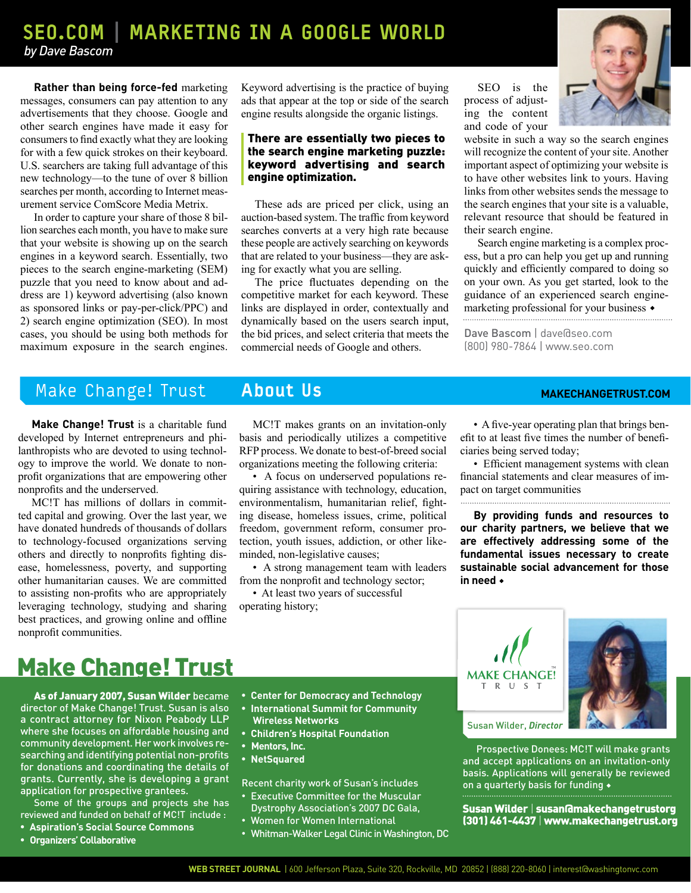# SEO.COM | MARKETING IN A GOOGLE WORLD

*by Dave Bascom*

**Rather than being force-fed** marketing messages, consumers can pay attention to any advertisements that they choose. Google and other search engines have made it easy for consumers to find exactly what they are looking for with a few quick strokes on their keyboard. U.S. searchers are taking full advantage of this new technology—to the tune of over 8 billion searches per month, according to Internet measurement service ComScore Media Metrix.

In order to capture your share of those 8 billion searches each month, you have to make sure that your website is showing up on the search engines in a keyword search. Essentially, two pieces to the search engine-marketing (SEM) puzzle that you need to know about and address are 1) keyword advertising (also known as sponsored links or pay-per-click/PPC) and 2) search engine optimization (SEO). In most cases, you should be using both methods for maximum exposure in the search engines.

Keyword advertising is the practice of buying ads that appear at the top or side of the search engine results alongside the organic listings.

> **There are essentially two pieces to the search engine marketing puzzle: keyword advertising and search engine optimization.**

These ads are priced per click, using an auction-based system. The traffic from keyword searches converts at a very high rate because these people are actively searching on keywords that are related to your business—they are asking for exactly what you are selling.

The price fluctuates depending on the competitive market for each keyword. These links are displayed in order, contextually and dynamically based on the users search input, the bid prices, and select criteria that meets the commercial needs of Google and others.

SEO is the process of adjusting the content and code of your website in such a way so the search engines will recognize the content of your site. Another important aspect of optimizing your website is to have other websites link to yours. Having links from other websites sends the message to the search engines that your site is a valuable, relevant resource that should be featured in their search engine.

Search engine marketing is a complex process, but a pro can help you get up and running quickly and efficiently compared to doing so on your own. As you get started, look to the guidance of an experienced search engine-marketing professional for your business ◆

Dave Bascom | dave@seo.com
(800) 980-7864 | www.seo.com

## Make Change! Trust — About Us

MAKECHANGETRUST.COM

**Make Change! Trust** is a charitable fund developed by Internet entrepreneurs and philanthropists who are devoted to using technology to improve the world. We donate to nonprofit organizations that are empowering other nonprofits and the underserved.

MC!T has millions of dollars in committed capital and growing. Over the last year, we have donated hundreds of thousands of dollars to technology-focused organizations serving others and directly to nonprofits fighting disease, homelessness, poverty, and supporting other humanitarian causes. We are committed to assisting non-profits who are appropriately leveraging technology, studying and sharing best practices, and growing online and offline nonprofit communities.

MC!T makes grants on an invitation-only basis and periodically utilizes a competitive RFP process. We donate to best-of-breed social organizations meeting the following criteria:

- A focus on underserved populations requiring assistance with technology, education, environmentalism, humanitarian relief, fighting disease, homeless issues, crime, political freedom, government reform, consumer protection, youth issues, addiction, or other like-minded, non-legislative causes;
- A strong management team with leaders from the nonprofit and technology sector;
- At least two years of successful operating history;
- A five-year operating plan that brings benefit to at least five times the number of beneficiaries being served today;
- Efficient management systems with clean financial statements and clear measures of impact on target communities

**By providing funds and resources to our charity partners, we believe that we are effectively addressing some of the fundamental issues necessary to create sustainable social advancement for those in need ◆**

## Make Change! Trust

**As of January 2007, Susan Wilder** became director of Make Change! Trust. Susan is also a contract attorney for Nixon Peabody LLP where she focuses on affordable housing and community development. Her work involves researching and identifying potential non-profits for donations and coordinating the details of grants. Currently, she is developing a grant application for prospective grantees.

Some of the groups and projects she has reviewed and funded on behalf of MC!T include :

- **Aspiration's Social Source Commons**
- **Organizers' Collaborative**
- **Center for Democracy and Technology**
- **International Summit for Community Wireless Networks**
- **Children's Hospital Foundation**
- **Mentors, Inc.**
- **NetSquared**

Recent charity work of Susan's includes

- Executive Committee for the Muscular Dystrophy Association's 2007 DC Gala,
- Women for Women International
- Whitman-Walker Legal Clinic in Washington, DC

MAKE CHANGE! TRUST

Susan Wilder, *Director*

Prospective Donees: MC!T will make grants and accept applications on an invitation-only basis. Applications will generally be reviewed on a quarterly basis for funding ◆

**Susan Wilder** | **susan@makechangetrustorg**
**(301) 461-4437** | **www.makechangetrust.org**

**WEB STREET JOURNAL** | 600 Jefferson Plaza, Suite 320, Rockville, MD 20852 | (888) 220-8060 | interest@washingtonvc.com